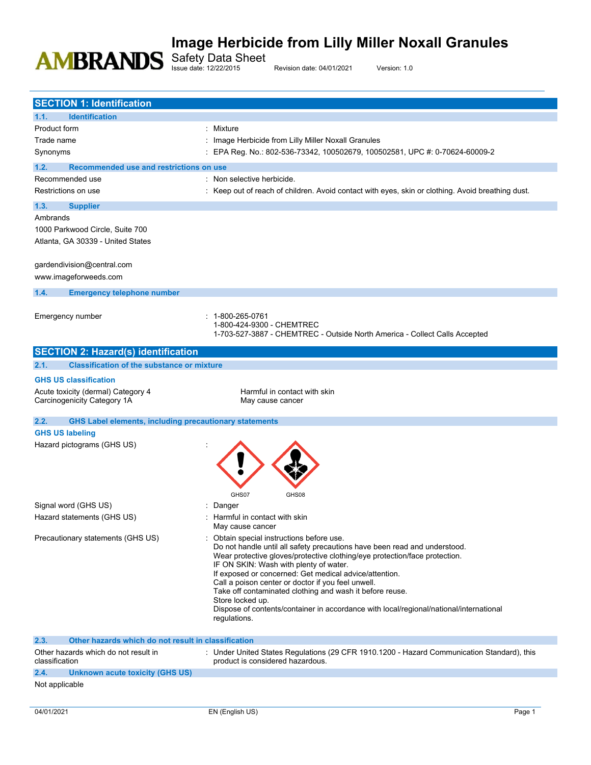# Image Herbicide from Lilly Miller Noxall Granules

Safety Data Sheet

Issue date: 12/22/2015 Revision date: 04/01/2021 Version: 1.0

## SECTION 1: Identification

### 1.1. Identification

| | |
|---|---|
| Product form | : Mixture |
| Trade name | : Image Herbicide from Lilly Miller Noxall Granules |
| Synonyms | : EPA Reg. No.: 802-536-73342, 100502679, 100502581, UPC #: 0-70624-60009-2 |

### 1.2. Recommended use and restrictions on use

| | |
|---|---|
| Recommended use | : Non selective herbicide. |
| Restrictions on use | : Keep out of reach of children. Avoid contact with eyes, skin or clothing. Avoid breathing dust. |

### 1.3. Supplier

Ambrands
1000 Parkwood Circle, Suite 700
Atlanta, GA 30339 - United States

gardendivision@central.com
www.imageforweeds.com

### 1.4. Emergency telephone number

Emergency number : 1-800-265-0761
1-800-424-9300 - CHEMTREC
1-703-527-3887 - CHEMTREC - Outside North America - Collect Calls Accepted

## SECTION 2: Hazard(s) identification

### 2.1. Classification of the substance or mixture

**GHS US classification**

| | |
|---|---|
| Acute toxicity (dermal) Category 4 | Harmful in contact with skin |
| Carcinogenicity Category 1A | May cause cancer |

### 2.2. GHS Label elements, including precautionary statements

**GHS US labeling**

Hazard pictograms (GHS US) : GHS07 GHS08

Signal word (GHS US) : Danger

Hazard statements (GHS US) : Harmful in contact with skin
May cause cancer

Precautionary statements (GHS US) : Obtain special instructions before use.
Do not handle until all safety precautions have been read and understood.
Wear protective gloves/protective clothing/eye protection/face protection.
IF ON SKIN: Wash with plenty of water.
If exposed or concerned: Get medical advice/attention.
Call a poison center or doctor if you feel unwell.
Take off contaminated clothing and wash it before reuse.
Store locked up.
Dispose of contents/container in accordance with local/regional/national/international regulations.

### 2.3. Other hazards which do not result in classification

Other hazards which do not result in classification : Under United States Regulations (29 CFR 1910.1200 - Hazard Communication Standard), this product is considered hazardous.

### 2.4. Unknown acute toxicity (GHS US)

Not applicable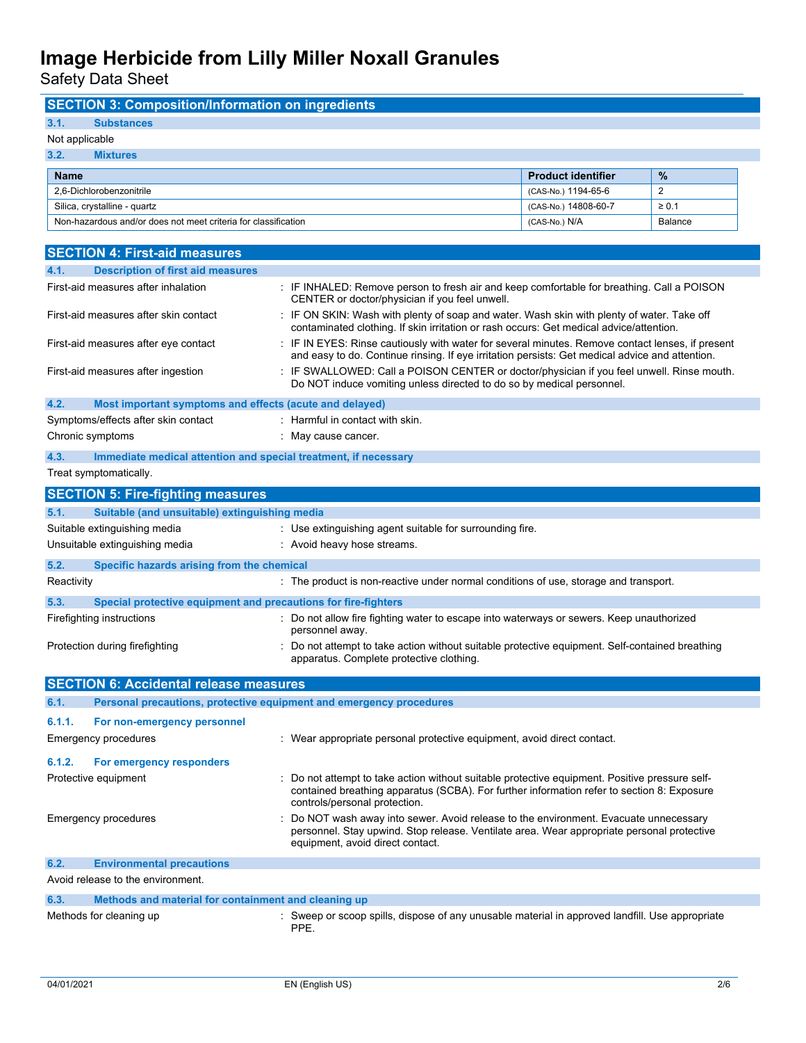## SECTION 3: Composition/Information on ingredients

### 3.1. Substances

Not applicable

### 3.2. Mixtures

| Name | Product identifier | % |
|---|---|---|
| 2,6-Dichlorobenzonitrile | (CAS-No.) 1194-65-6 | 2 |
| Silica, crystalline - quartz | (CAS-No.) 14808-60-7 | ≥ 0.1 |
| Non-hazardous and/or does not meet criteria for classification | (CAS-No.) N/A | Balance |

## SECTION 4: First-aid measures

### 4.1. Description of first aid measures

First-aid measures after inhalation : IF INHALED: Remove person to fresh air and keep comfortable for breathing. Call a POISON CENTER or doctor/physician if you feel unwell.

First-aid measures after skin contact : IF ON SKIN: Wash with plenty of soap and water. Wash skin with plenty of water. Take off contaminated clothing. If skin irritation or rash occurs: Get medical advice/attention.

First-aid measures after eye contact : IF IN EYES: Rinse cautiously with water for several minutes. Remove contact lenses, if present and easy to do. Continue rinsing. If eye irritation persists: Get medical advice and attention.

First-aid measures after ingestion : IF SWALLOWED: Call a POISON CENTER or doctor/physician if you feel unwell. Rinse mouth. Do NOT induce vomiting unless directed to do so by medical personnel.

### 4.2. Most important symptoms and effects (acute and delayed)

Symptoms/effects after skin contact : Harmful in contact with skin.

Chronic symptoms : May cause cancer.

### 4.3. Immediate medical attention and special treatment, if necessary

Treat symptomatically.

## SECTION 5: Fire-fighting measures

### 5.1. Suitable (and unsuitable) extinguishing media

Suitable extinguishing media : Use extinguishing agent suitable for surrounding fire.

Unsuitable extinguishing media : Avoid heavy hose streams.

### 5.2. Specific hazards arising from the chemical

Reactivity : The product is non-reactive under normal conditions of use, storage and transport.

### 5.3. Special protective equipment and precautions for fire-fighters

Firefighting instructions : Do not allow fire fighting water to escape into waterways or sewers. Keep unauthorized personnel away.

Protection during firefighting : Do not attempt to take action without suitable protective equipment. Self-contained breathing apparatus. Complete protective clothing.

## SECTION 6: Accidental release measures

### 6.1. Personal precautions, protective equipment and emergency procedures

#### 6.1.1. For non-emergency personnel

Emergency procedures : Wear appropriate personal protective equipment, avoid direct contact.

#### 6.1.2. For emergency responders

Protective equipment : Do not attempt to take action without suitable protective equipment. Positive pressure self-contained breathing apparatus (SCBA). For further information refer to section 8: Exposure controls/personal protection.

Emergency procedures : Do NOT wash away into sewer. Avoid release to the environment. Evacuate unnecessary personnel. Stay upwind. Stop release. Ventilate area. Wear appropriate personal protective equipment, avoid direct contact.

### 6.2. Environmental precautions

Avoid release to the environment.

### 6.3. Methods and material for containment and cleaning up

Methods for cleaning up : Sweep or scoop spills, dispose of any unusable material in approved landfill. Use appropriate PPE.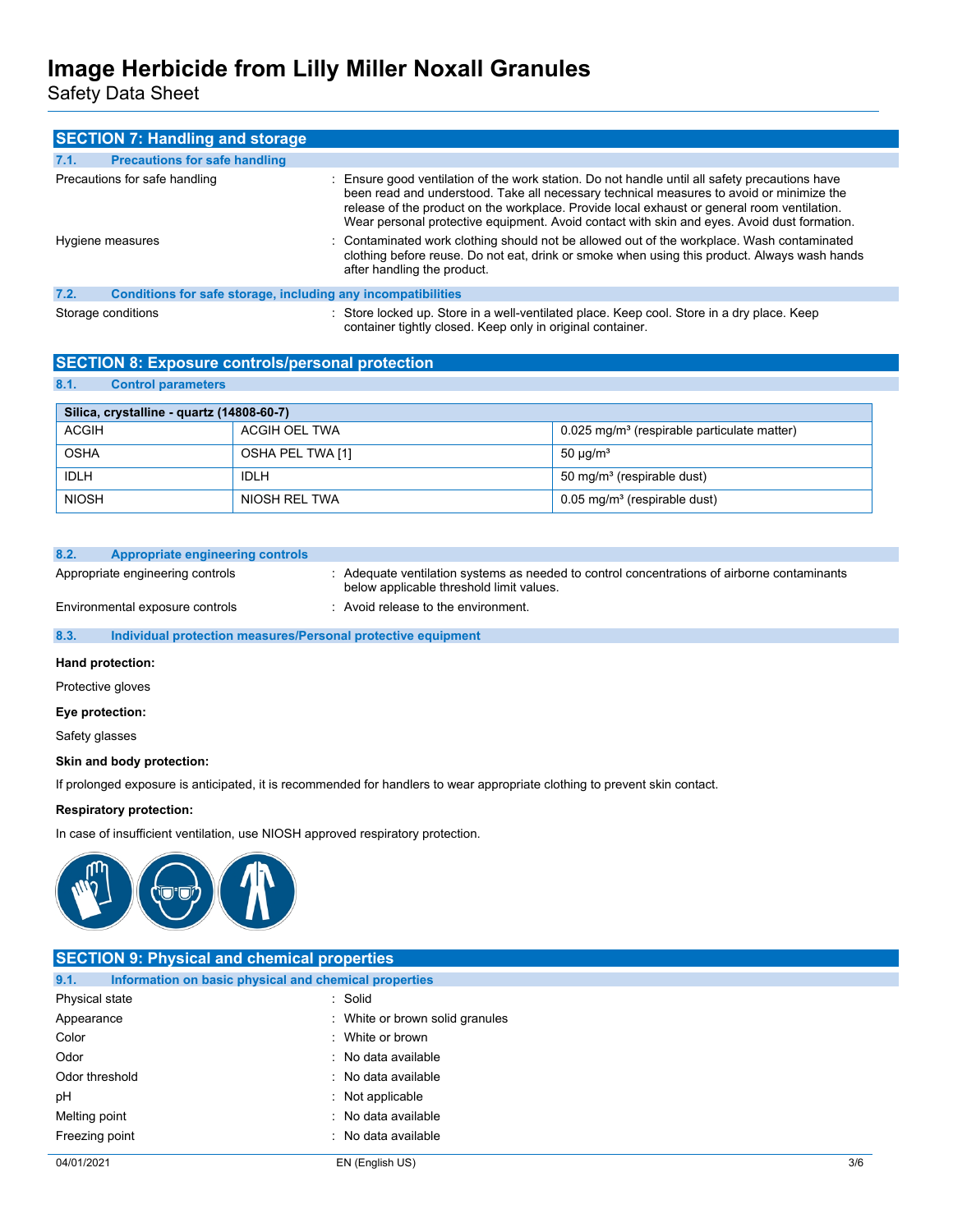## SECTION 7: Handling and storage

### 7.1. Precautions for safe handling

Precautions for safe handling : Ensure good ventilation of the work station. Do not handle until all safety precautions have been read and understood. Take all necessary technical measures to avoid or minimize the release of the product on the workplace. Provide local exhaust or general room ventilation. Wear personal protective equipment. Avoid contact with skin and eyes. Avoid dust formation.

Hygiene measures : Contaminated work clothing should not be allowed out of the workplace. Wash contaminated clothing before reuse. Do not eat, drink or smoke when using this product. Always wash hands after handling the product.

### 7.2. Conditions for safe storage, including any incompatibilities

Storage conditions : Store locked up. Store in a well-ventilated place. Keep cool. Store in a dry place. Keep container tightly closed. Keep only in original container.

## SECTION 8: Exposure controls/personal protection

### 8.1. Control parameters

| Silica, crystalline - quartz (14808-60-7) | | |
|---|---|---|
| ACGIH | ACGIH OEL TWA | 0.025 mg/m³ (respirable particulate matter) |
| OSHA | OSHA PEL TWA [1] | 50 µg/m³ |
| IDLH | IDLH | 50 mg/m³ (respirable dust) |
| NIOSH | NIOSH REL TWA | 0.05 mg/m³ (respirable dust) |

### 8.2. Appropriate engineering controls

Appropriate engineering controls : Adequate ventilation systems as needed to control concentrations of airborne contaminants below applicable threshold limit values.

Environmental exposure controls : Avoid release to the environment.

### 8.3. Individual protection measures/Personal protective equipment

**Hand protection:**

Protective gloves

**Eye protection:**

Safety glasses

**Skin and body protection:**

If prolonged exposure is anticipated, it is recommended for handlers to wear appropriate clothing to prevent skin contact.

**Respiratory protection:**

In case of insufficient ventilation, use NIOSH approved respiratory protection.

## SECTION 9: Physical and chemical properties

### 9.1. Information on basic physical and chemical properties

Physical state : Solid

Appearance : White or brown solid granules

Color : White or brown

Odor : No data available

Odor threshold : No data available

pH : Not applicable

Melting point : No data available

Freezing point : No data available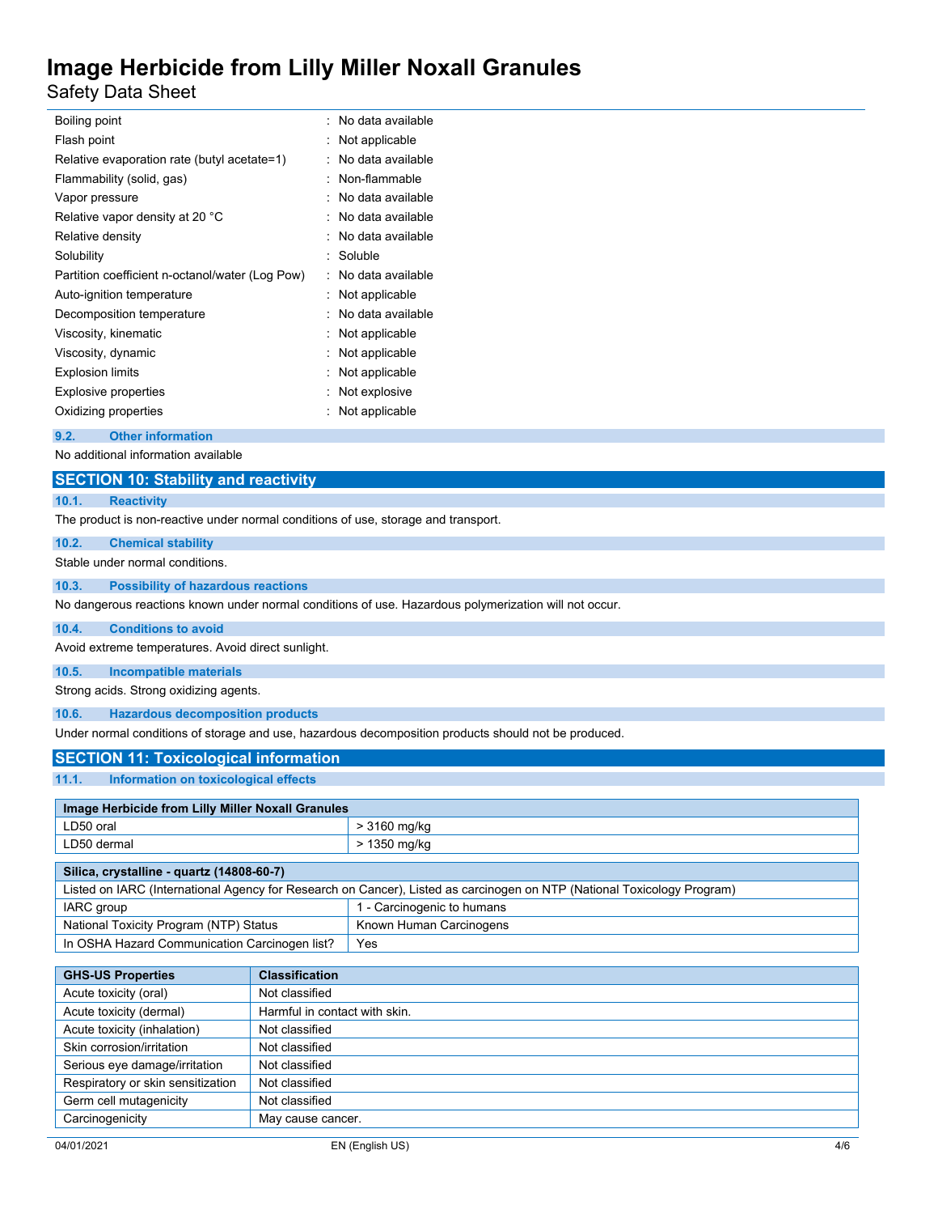| | |
|---|---|
| Boiling point | : No data available |
| Flash point | : Not applicable |
| Relative evaporation rate (butyl acetate=1) | : No data available |
| Flammability (solid, gas) | : Non-flammable |
| Vapor pressure | : No data available |
| Relative vapor density at 20 °C | : No data available |
| Relative density | : No data available |
| Solubility | : Soluble |
| Partition coefficient n-octanol/water (Log Pow) | : No data available |
| Auto-ignition temperature | : Not applicable |
| Decomposition temperature | : No data available |
| Viscosity, kinematic | : Not applicable |
| Viscosity, dynamic | : Not applicable |
| Explosion limits | : Not applicable |
| Explosive properties | : Not explosive |
| Oxidizing properties | : Not applicable |

### 9.2. Other information

No additional information available

## SECTION 10: Stability and reactivity

### 10.1. Reactivity

The product is non-reactive under normal conditions of use, storage and transport.

### 10.2. Chemical stability

Stable under normal conditions.

### 10.3. Possibility of hazardous reactions

No dangerous reactions known under normal conditions of use. Hazardous polymerization will not occur.

### 10.4. Conditions to avoid

Avoid extreme temperatures. Avoid direct sunlight.

### 10.5. Incompatible materials

Strong acids. Strong oxidizing agents.

### 10.6. Hazardous decomposition products

Under normal conditions of storage and use, hazardous decomposition products should not be produced.

## SECTION 11: Toxicological information

### 11.1. Information on toxicological effects

| Image Herbicide from Lilly Miller Noxall Granules | |
|---|---|
| LD50 oral | > 3160 mg/kg |
| LD50 dermal | > 1350 mg/kg |

| Silica, crystalline - quartz (14808-60-7) | |
|---|---|
| Listed on IARC (International Agency for Research on Cancer), Listed as carcinogen on NTP (National Toxicology Program) | |
| IARC group | 1 - Carcinogenic to humans |
| National Toxicity Program (NTP) Status | Known Human Carcinogens |
| In OSHA Hazard Communication Carcinogen list? | Yes |

| GHS-US Properties | Classification |
|---|---|
| Acute toxicity (oral) | Not classified |
| Acute toxicity (dermal) | Harmful in contact with skin. |
| Acute toxicity (inhalation) | Not classified |
| Skin corrosion/irritation | Not classified |
| Serious eye damage/irritation | Not classified |
| Respiratory or skin sensitization | Not classified |
| Germ cell mutagenicity | Not classified |
| Carcinogenicity | May cause cancer. |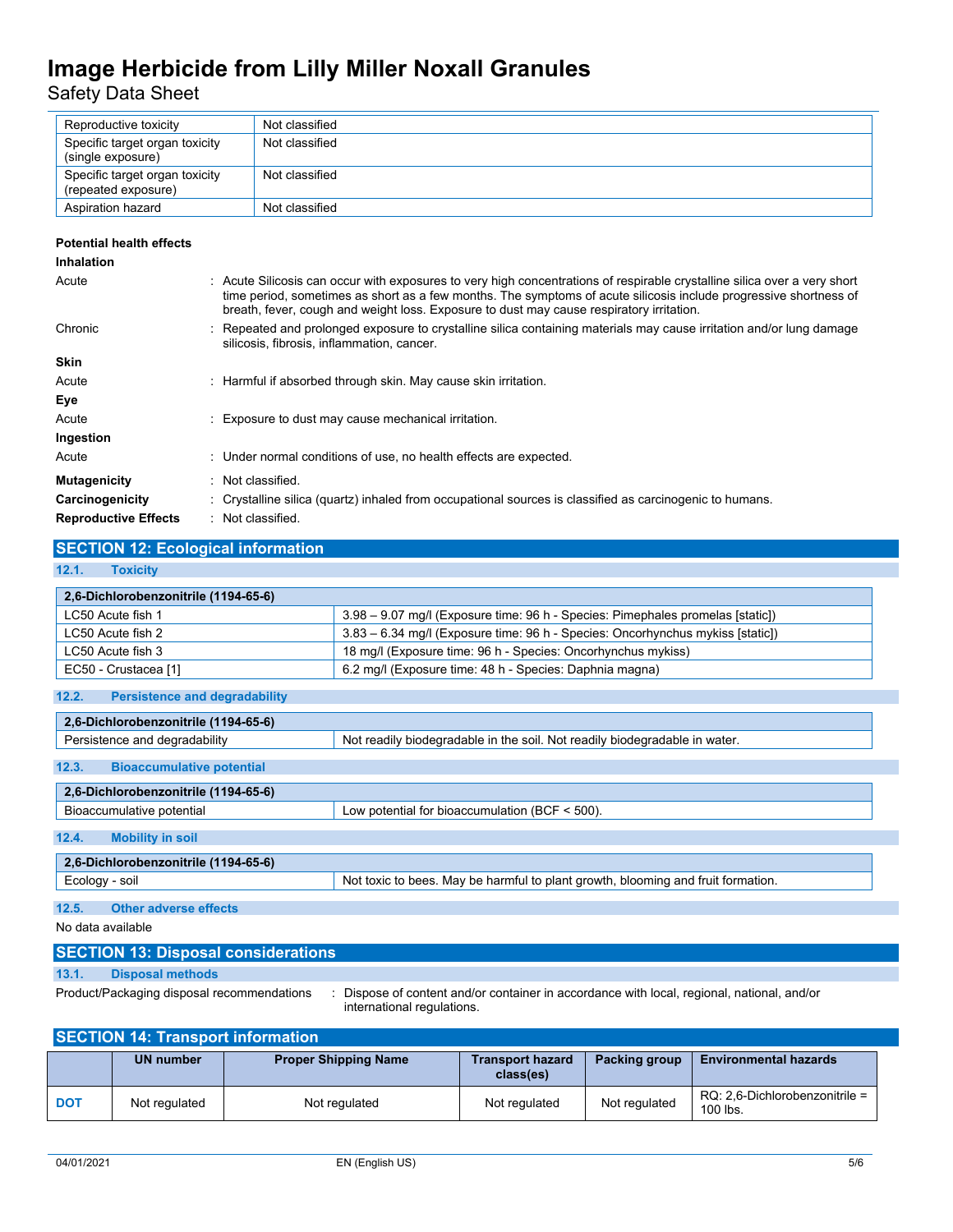| | |
|---|---|
| Reproductive toxicity | Not classified |
| Specific target organ toxicity (single exposure) | Not classified |
| Specific target organ toxicity (repeated exposure) | Not classified |
| Aspiration hazard | Not classified |

**Potential health effects**

**Inhalation**

Acute : Acute Silicosis can occur with exposures to very high concentrations of respirable crystalline silica over a very short time period, sometimes as short as a few months. The symptoms of acute silicosis include progressive shortness of breath, fever, cough and weight loss. Exposure to dust may cause respiratory irritation.

Chronic : Repeated and prolonged exposure to crystalline silica containing materials may cause irritation and/or lung damage silicosis, fibrosis, inflammation, cancer.

**Skin**

Acute : Harmful if absorbed through skin. May cause skin irritation.

**Eye**

Acute : Exposure to dust may cause mechanical irritation.

**Ingestion**

Acute : Under normal conditions of use, no health effects are expected.

**Mutagenicity** : Not classified.

**Carcinogenicity** : Crystalline silica (quartz) inhaled from occupational sources is classified as carcinogenic to humans.

**Reproductive Effects** : Not classified.

## SECTION 12: Ecological information

### 12.1. Toxicity

| 2,6-Dichlorobenzonitrile (1194-65-6) | |
|---|---|
| LC50 Acute fish 1 | 3.98 – 9.07 mg/l (Exposure time: 96 h - Species: Pimephales promelas [static]) |
| LC50 Acute fish 2 | 3.83 – 6.34 mg/l (Exposure time: 96 h - Species: Oncorhynchus mykiss [static]) |
| LC50 Acute fish 3 | 18 mg/l (Exposure time: 96 h - Species: Oncorhynchus mykiss) |
| EC50 - Crustacea [1] | 6.2 mg/l (Exposure time: 48 h - Species: Daphnia magna) |

### 12.2. Persistence and degradability

| 2,6-Dichlorobenzonitrile (1194-65-6) | |
|---|---|
| Persistence and degradability | Not readily biodegradable in the soil. Not readily biodegradable in water. |

### 12.3. Bioaccumulative potential

| 2,6-Dichlorobenzonitrile (1194-65-6) | |
|---|---|
| Bioaccumulative potential | Low potential for bioaccumulation (BCF < 500). |

### 12.4. Mobility in soil

| 2,6-Dichlorobenzonitrile (1194-65-6) | |
|---|---|
| Ecology - soil | Not toxic to bees. May be harmful to plant growth, blooming and fruit formation. |

### 12.5. Other adverse effects

No data available

## SECTION 13: Disposal considerations

### 13.1. Disposal methods

Product/Packaging disposal recommendations : Dispose of content and/or container in accordance with local, regional, national, and/or international regulations.

## SECTION 14: Transport information

| | UN number | Proper Shipping Name | Transport hazard class(es) | Packing group | Environmental hazards |
|---|---|---|---|---|---|
| DOT | Not regulated | Not regulated | Not regulated | Not regulated | RQ: 2,6-Dichlorobenzonitrile = 100 lbs. |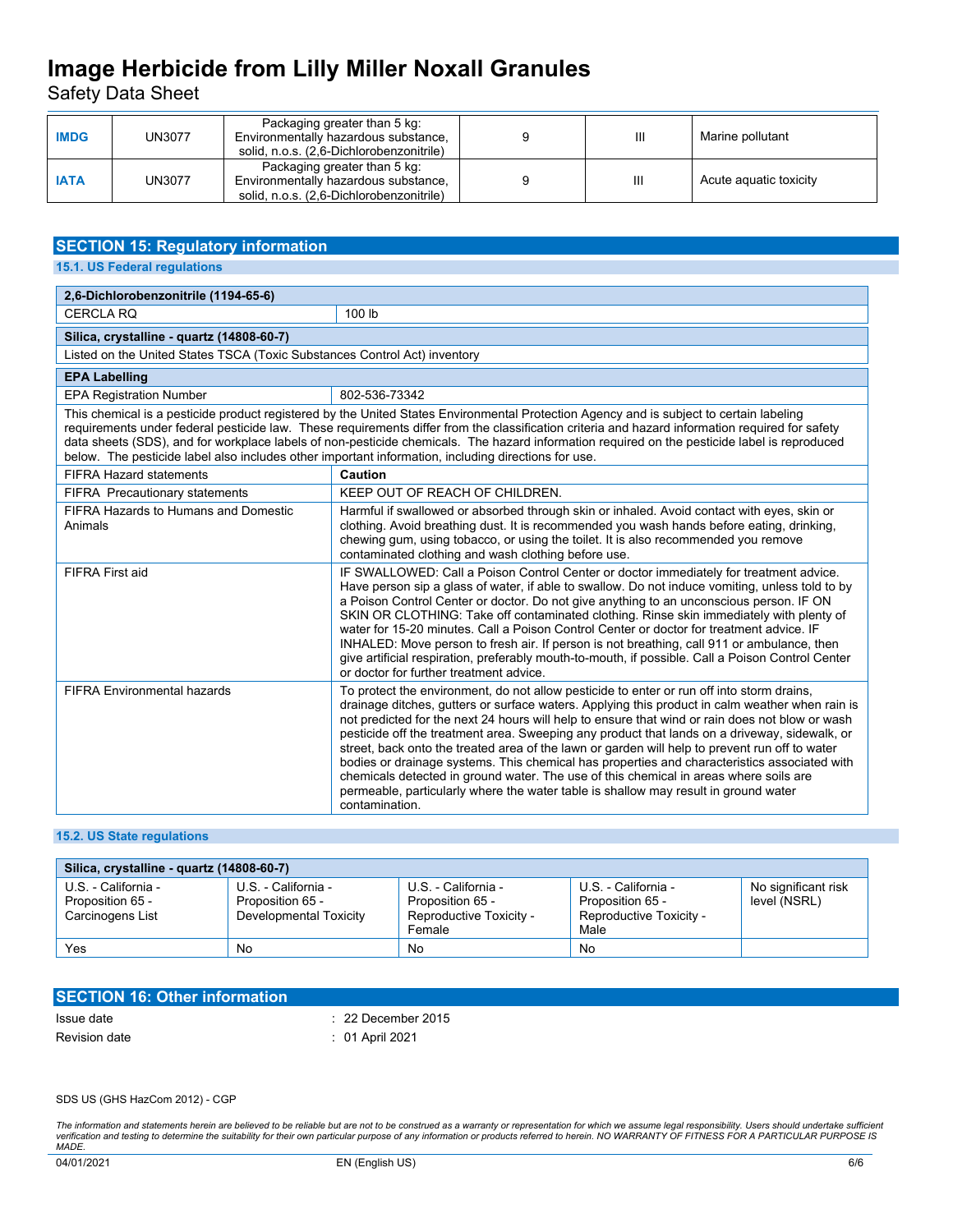| | | | | | |
|---|---|---|---|---|---|
| **IMDG** | UN3077 | Packaging greater than 5 kg: Environmentally hazardous substance, solid, n.o.s. (2,6-Dichlorobenzonitrile) | 9 | III | Marine pollutant |
| **IATA** | UN3077 | Packaging greater than 5 kg: Environmentally hazardous substance, solid, n.o.s. (2,6-Dichlorobenzonitrile) | 9 | III | Acute aquatic toxicity |

## SECTION 15: Regulatory information

### 15.1. US Federal regulations

| **2,6-Dichlorobenzonitrile (1194-65-6)** | |
|---|---|
| CERCLA RQ | 100 lb |

| **Silica, crystalline - quartz (14808-60-7)** |
|---|
| Listed on the United States TSCA (Toxic Substances Control Act) inventory |

| **EPA Labelling** | |
|---|---|
| EPA Registration Number | 802-536-73342 |
| This chemical is a pesticide product registered by the United States Environmental Protection Agency and is subject to certain labeling requirements under federal pesticide law. These requirements differ from the classification criteria and hazard information required for safety data sheets (SDS), and for workplace labels of non-pesticide chemicals. The hazard information required on the pesticide label is reproduced below. The pesticide label also includes other important information, including directions for use. | |
| FIFRA Hazard statements | **Caution** |
| FIFRA Precautionary statements | KEEP OUT OF REACH OF CHILDREN. |
| FIFRA Hazards to Humans and Domestic Animals | Harmful if swallowed or absorbed through skin or inhaled. Avoid contact with eyes, skin or clothing. Avoid breathing dust. It is recommended you wash hands before eating, drinking, chewing gum, using tobacco, or using the toilet. It is also recommended you remove contaminated clothing and wash clothing before use. |
| FIFRA First aid | IF SWALLOWED: Call a Poison Control Center or doctor immediately for treatment advice. Have person sip a glass of water, if able to swallow. Do not induce vomiting, unless told to by a Poison Control Center or doctor. Do not give anything to an unconscious person. IF ON SKIN OR CLOTHING: Take off contaminated clothing. Rinse skin immediately with plenty of water for 15-20 minutes. Call a Poison Control Center or doctor for treatment advice. IF INHALED: Move person to fresh air. If person is not breathing, call 911 or ambulance, then give artificial respiration, preferably mouth-to-mouth, if possible. Call a Poison Control Center or doctor for further treatment advice. |
| FIFRA Environmental hazards | To protect the environment, do not allow pesticide to enter or run off into storm drains, drainage ditches, gutters or surface waters. Applying this product in calm weather when rain is not predicted for the next 24 hours will help to ensure that wind or rain does not blow or wash pesticide off the treatment area. Sweeping any product that lands on a driveway, sidewalk, or street, back onto the treated area of the lawn or garden will help to prevent run off to water bodies or drainage systems. This chemical has properties and characteristics associated with chemicals detected in ground water. The use of this chemical in areas where soils are permeable, particularly where the water table is shallow may result in ground water contamination. |

### 15.2. US State regulations

| **Silica, crystalline - quartz (14808-60-7)** | | | | |
|---|---|---|---|---|
| U.S. - California - Proposition 65 - Carcinogens List | U.S. - California - Proposition 65 - Developmental Toxicity | U.S. - California - Proposition 65 - Reproductive Toxicity - Female | U.S. - California - Proposition 65 - Reproductive Toxicity - Male | No significant risk level (NSRL) |
| Yes | No | No | No | |

## SECTION 16: Other information

Issue date : 22 December 2015

Revision date : 01 April 2021

SDS US (GHS HazCom 2012) - CGP

*The information and statements herein are believed to be reliable but are not to be construed as a warranty or representation for which we assume legal responsibility. Users should undertake sufficient verification and testing to determine the suitability for their own particular purpose of any information or products referred to herein. NO WARRANTY OF FITNESS FOR A PARTICULAR PURPOSE IS MADE.*